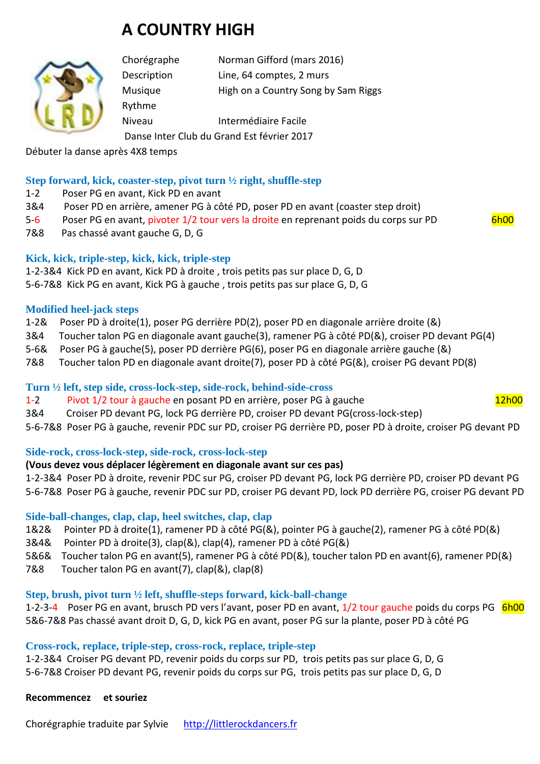# A COUNTRY HIGH

| | |
|---|---|
| Chorégraphe | Norman Gifford (mars 2016) |
| Description | Line, 64 comptes, 2 murs |
| Musique | High on a Country Song by Sam Riggs |
| Rythme | |
| Niveau | Intermédiaire Facile |

Danse Inter Club du Grand Est février 2017

Débuter la danse après 4X8 temps

### Step forward, kick, coaster-step, pivot turn ½ right, shuffle-step

1-2 Poser PG en avant, Kick PD en avant
3&4 Poser PD en arrière, amener PG à côté PD, poser PD en avant (coaster step droit)
5-6 Poser PG en avant, pivoter 1/2 tour vers la droite en reprenant poids du corps sur PD 6h00
7&8 Pas chassé avant gauche G, D, G

### Kick, kick, triple-step, kick, kick, triple-step

1-2-3&4 Kick PD en avant, Kick PD à droite , trois petits pas sur place D, G, D
5-6-7&8 Kick PG en avant, Kick PG à gauche , trois petits pas sur place G, D, G

### Modified heel-jack steps

1-2& Poser PD à droite(1), poser PG derrière PD(2), poser PD en diagonale arrière droite (&)
3&4 Toucher talon PG en diagonale avant gauche(3), ramener PG à côté PD(&), croiser PD devant PG(4)
5-6& Poser PG à gauche(5), poser PD derrière PG(6), poser PG en diagonale arrière gauche (&)
7&8 Toucher talon PD en diagonale avant droite(7), poser PD à côté PG(&), croiser PG devant PD(8)

### Turn ½ left, step side, cross-lock-step, side-rock, behind-side-cross

1-2 Pivot 1/2 tour à gauche en posant PD en arrière, poser PG à gauche 12h00
3&4 Croiser PD devant PG, lock PG derrière PD, croiser PD devant PG(cross-lock-step)
5-6-7&8 Poser PG à gauche, revenir PDC sur PD, croiser PG derrière PD, poser PD à droite, croiser PG devant PD

### Side-rock, cross-lock-step, side-rock, cross-lock-step

**(Vous devez vous déplacer légèrement en diagonale avant sur ces pas)**

1-2-3&4 Poser PD à droite, revenir PDC sur PG, croiser PD devant PG, lock PG derrière PD, croiser PD devant PG
5-6-7&8 Poser PG à gauche, revenir PDC sur PD, croiser PG devant PD, lock PD derrière PG, croiser PG devant PD

### Side-ball-changes, clap, clap, heel switches, clap, clap

1&2& Pointer PD à droite(1), ramener PD à côté PG(&), pointer PG à gauche(2), ramener PG à côté PD(&)
3&4& Pointer PD à droite(3), clap(&), clap(4), ramener PD à côté PG(&)
5&6& Toucher talon PG en avant(5), ramener PG à côté PD(&), toucher talon PD en avant(6), ramener PD(&)
7&8 Toucher talon PG en avant(7), clap(&), clap(8)

### Step, brush, pivot turn ½ left, shuffle-steps forward, kick-ball-change

1-2-3-4 Poser PG en avant, brusch PD vers l'avant, poser PD en avant, 1/2 tour gauche poids du corps PG 6h00
5&6-7&8 Pas chassé avant droit D, G, D, kick PG en avant, poser PG sur la plante, poser PD à côté PG

### Cross-rock, replace, triple-step, cross-rock, replace, triple-step

1-2-3&4 Croiser PG devant PD, revenir poids du corps sur PD, trois petits pas sur place G, D, G
5-6-7&8 Croiser PD devant PG, revenir poids du corps sur PG, trois petits pas sur place D, G, D

**Recommencez et souriez**

Chorégraphie traduite par Sylvie http://littlerockdancers.fr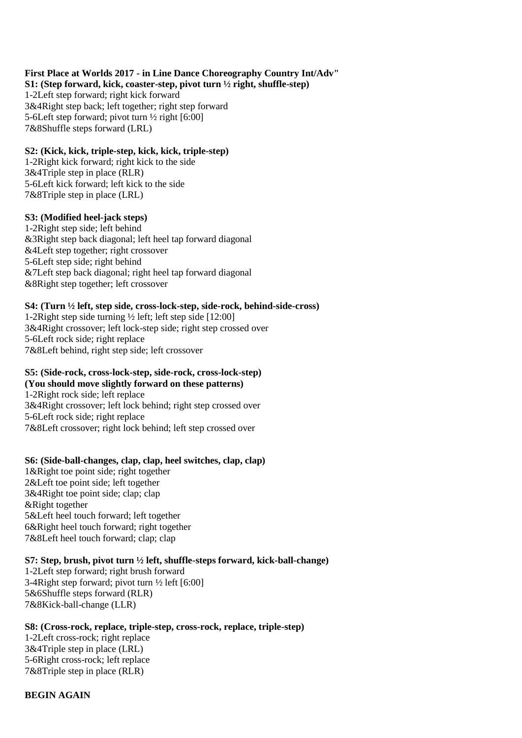**First Place at Worlds 2017 - in Line Dance Choreography Country Int/Adv"**

**S1: (Step forward, kick, coaster-step, pivot turn ½ right, shuffle-step)**

1-2Left step forward; right kick forward
3&4Right step back; left together; right step forward
5-6Left step forward; pivot turn ½ right [6:00]
7&8Shuffle steps forward (LRL)

**S2: (Kick, kick, triple-step, kick, kick, triple-step)**

1-2Right kick forward; right kick to the side
3&4Triple step in place (RLR)
5-6Left kick forward; left kick to the side
7&8Triple step in place (LRL)

**S3: (Modified heel-jack steps)**

1-2Right step side; left behind
&3Right step back diagonal; left heel tap forward diagonal
&4Left step together; right crossover
5-6Left step side; right behind
&7Left step back diagonal; right heel tap forward diagonal
&8Right step together; left crossover

**S4: (Turn ½ left, step side, cross-lock-step, side-rock, behind-side-cross)**

1-2Right step side turning ½ left; left step side [12:00]
3&4Right crossover; left lock-step side; right step crossed over
5-6Left rock side; right replace
7&8Left behind, right step side; left crossover

**S5: (Side-rock, cross-lock-step, side-rock, cross-lock-step)**
**(You should move slightly forward on these patterns)**

1-2Right rock side; left replace
3&4Right crossover; left lock behind; right step crossed over
5-6Left rock side; right replace
7&8Left crossover; right lock behind; left step crossed over

**S6: (Side-ball-changes, clap, clap, heel switches, clap, clap)**

1&Right toe point side; right together
2&Left toe point side; left together
3&4Right toe point side; clap; clap
&Right together
5&Left heel touch forward; left together
6&Right heel touch forward; right together
7&8Left heel touch forward; clap; clap

**S7: Step, brush, pivot turn ½ left, shuffle-steps forward, kick-ball-change)**

1-2Left step forward; right brush forward
3-4Right step forward; pivot turn ½ left [6:00]
5&6Shuffle steps forward (RLR)
7&8Kick-ball-change (LLR)

**S8: (Cross-rock, replace, triple-step, cross-rock, replace, triple-step)**

1-2Left cross-rock; right replace
3&4Triple step in place (LRL)
5-6Right cross-rock; left replace
7&8Triple step in place (RLR)

**BEGIN AGAIN**